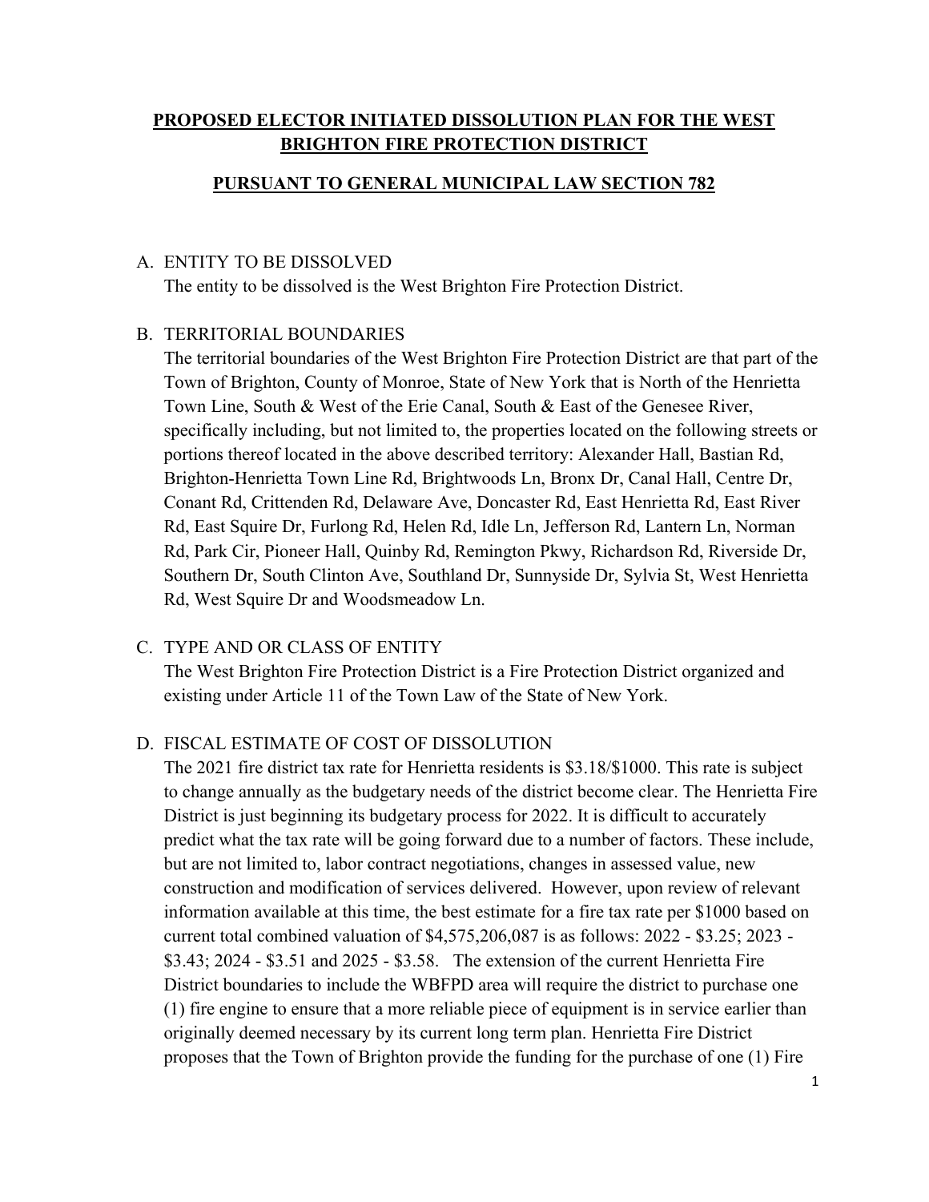# PROPOSED ELECTOR INITIATED DISSOLUTION PLAN FOR THE WEST BRIGHTON FIRE PROTECTION DISTRICT

## PURSUANT TO GENERAL MUNICIPAL LAW SECTION 782

A. ENTITY TO BE DISSOLVED

The entity to be dissolved is the West Brighton Fire Protection District.

B. TERRITORIAL BOUNDARIES

The territorial boundaries of the West Brighton Fire Protection District are that part of the Town of Brighton, County of Monroe, State of New York that is North of the Henrietta Town Line, South & West of the Erie Canal, South & East of the Genesee River, specifically including, but not limited to, the properties located on the following streets or portions thereof located in the above described territory: Alexander Hall, Bastian Rd, Brighton-Henrietta Town Line Rd, Brightwoods Ln, Bronx Dr, Canal Hall, Centre Dr, Conant Rd, Crittenden Rd, Delaware Ave, Doncaster Rd, East Henrietta Rd, East River Rd, East Squire Dr, Furlong Rd, Helen Rd, Idle Ln, Jefferson Rd, Lantern Ln, Norman Rd, Park Cir, Pioneer Hall, Quinby Rd, Remington Pkwy, Richardson Rd, Riverside Dr, Southern Dr, South Clinton Ave, Southland Dr, Sunnyside Dr, Sylvia St, West Henrietta Rd, West Squire Dr and Woodsmeadow Ln.

C. TYPE AND OR CLASS OF ENTITY

The West Brighton Fire Protection District is a Fire Protection District organized and existing under Article 11 of the Town Law of the State of New York.

D. FISCAL ESTIMATE OF COST OF DISSOLUTION

The 2021 fire district tax rate for Henrietta residents is $3.18/$1000. This rate is subject to change annually as the budgetary needs of the district become clear. The Henrietta Fire District is just beginning its budgetary process for 2022. It is difficult to accurately predict what the tax rate will be going forward due to a number of factors. These include, but are not limited to, labor contract negotiations, changes in assessed value, new construction and modification of services delivered. However, upon review of relevant information available at this time, the best estimate for a fire tax rate per $1000 based on current total combined valuation of $4,575,206,087 is as follows: 2022 - $3.25; 2023 - $3.43; 2024 - $3.51 and 2025 - $3.58. The extension of the current Henrietta Fire District boundaries to include the WBFPD area will require the district to purchase one (1) fire engine to ensure that a more reliable piece of equipment is in service earlier than originally deemed necessary by its current long term plan. Henrietta Fire District proposes that the Town of Brighton provide the funding for the purchase of one (1) Fire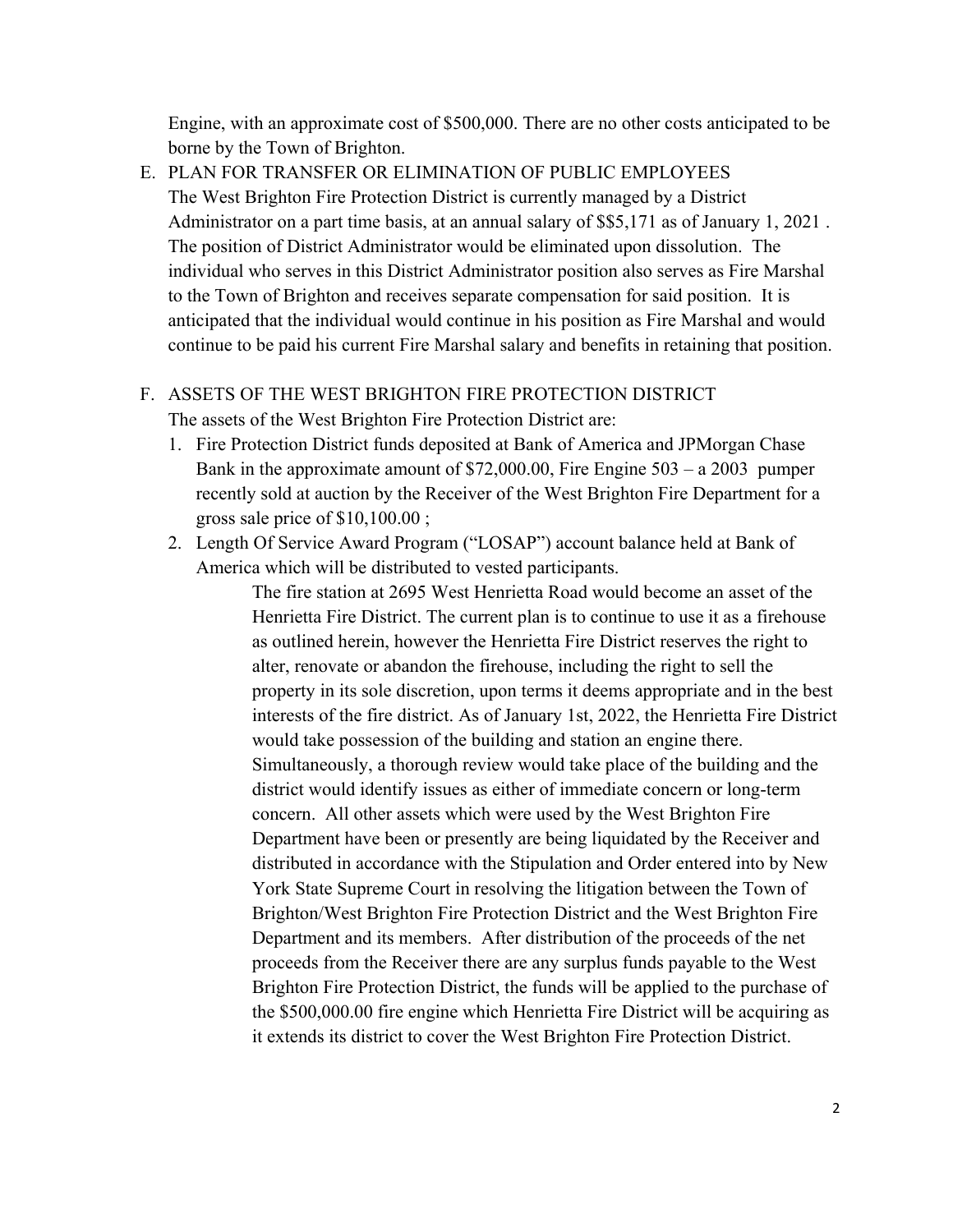Engine, with an approximate cost of $500,000. There are no other costs anticipated to be borne by the Town of Brighton.

E. PLAN FOR TRANSFER OR ELIMINATION OF PUBLIC EMPLOYEES
The West Brighton Fire Protection District is currently managed by a District Administrator on a part time basis, at an annual salary of $$5,171 as of January 1, 2021 . The position of District Administrator would be eliminated upon dissolution. The individual who serves in this District Administrator position also serves as Fire Marshal to the Town of Brighton and receives separate compensation for said position. It is anticipated that the individual would continue in his position as Fire Marshal and would continue to be paid his current Fire Marshal salary and benefits in retaining that position.

F. ASSETS OF THE WEST BRIGHTON FIRE PROTECTION DISTRICT
The assets of the West Brighton Fire Protection District are:

1. Fire Protection District funds deposited at Bank of America and JPMorgan Chase Bank in the approximate amount of $72,000.00, Fire Engine 503 – a 2003 pumper recently sold at auction by the Receiver of the West Brighton Fire Department for a gross sale price of $10,100.00 ;
2. Length Of Service Award Program ("LOSAP") account balance held at Bank of America which will be distributed to vested participants.

The fire station at 2695 West Henrietta Road would become an asset of the Henrietta Fire District. The current plan is to continue to use it as a firehouse as outlined herein, however the Henrietta Fire District reserves the right to alter, renovate or abandon the firehouse, including the right to sell the property in its sole discretion, upon terms it deems appropriate and in the best interests of the fire district. As of January 1st, 2022, the Henrietta Fire District would take possession of the building and station an engine there. Simultaneously, a thorough review would take place of the building and the district would identify issues as either of immediate concern or long-term concern. All other assets which were used by the West Brighton Fire Department have been or presently are being liquidated by the Receiver and distributed in accordance with the Stipulation and Order entered into by New York State Supreme Court in resolving the litigation between the Town of Brighton/West Brighton Fire Protection District and the West Brighton Fire Department and its members. After distribution of the proceeds of the net proceeds from the Receiver there are any surplus funds payable to the West Brighton Fire Protection District, the funds will be applied to the purchase of the $500,000.00 fire engine which Henrietta Fire District will be acquiring as it extends its district to cover the West Brighton Fire Protection District.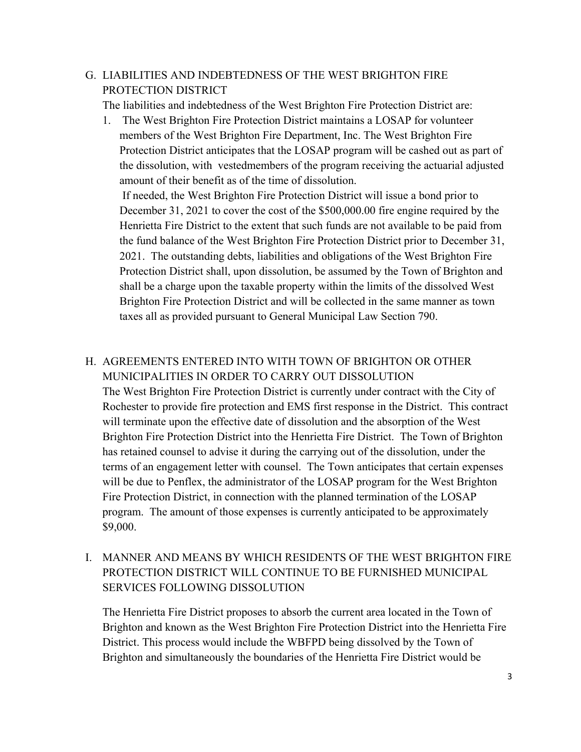## G. LIABILITIES AND INDEBTEDNESS OF THE WEST BRIGHTON FIRE PROTECTION DISTRICT

The liabilities and indebtedness of the West Brighton Fire Protection District are:

1. The West Brighton Fire Protection District maintains a LOSAP for volunteer members of the West Brighton Fire Department, Inc. The West Brighton Fire Protection District anticipates that the LOSAP program will be cashed out as part of the dissolution, with vestedmembers of the program receiving the actuarial adjusted amount of their benefit as of the time of dissolution.

   If needed, the West Brighton Fire Protection District will issue a bond prior to December 31, 2021 to cover the cost of the $500,000.00 fire engine required by the Henrietta Fire District to the extent that such funds are not available to be paid from the fund balance of the West Brighton Fire Protection District prior to December 31, 2021. The outstanding debts, liabilities and obligations of the West Brighton Fire Protection District shall, upon dissolution, be assumed by the Town of Brighton and shall be a charge upon the taxable property within the limits of the dissolved West Brighton Fire Protection District and will be collected in the same manner as town taxes all as provided pursuant to General Municipal Law Section 790.

## H. AGREEMENTS ENTERED INTO WITH TOWN OF BRIGHTON OR OTHER MUNICIPALITIES IN ORDER TO CARRY OUT DISSOLUTION

The West Brighton Fire Protection District is currently under contract with the City of Rochester to provide fire protection and EMS first response in the District. This contract will terminate upon the effective date of dissolution and the absorption of the West Brighton Fire Protection District into the Henrietta Fire District. The Town of Brighton has retained counsel to advise it during the carrying out of the dissolution, under the terms of an engagement letter with counsel. The Town anticipates that certain expenses will be due to Penflex, the administrator of the LOSAP program for the West Brighton Fire Protection District, in connection with the planned termination of the LOSAP program. The amount of those expenses is currently anticipated to be approximately $9,000.

## I. MANNER AND MEANS BY WHICH RESIDENTS OF THE WEST BRIGHTON FIRE PROTECTION DISTRICT WILL CONTINUE TO BE FURNISHED MUNICIPAL SERVICES FOLLOWING DISSOLUTION

The Henrietta Fire District proposes to absorb the current area located in the Town of Brighton and known as the West Brighton Fire Protection District into the Henrietta Fire District. This process would include the WBFPD being dissolved by the Town of Brighton and simultaneously the boundaries of the Henrietta Fire District would be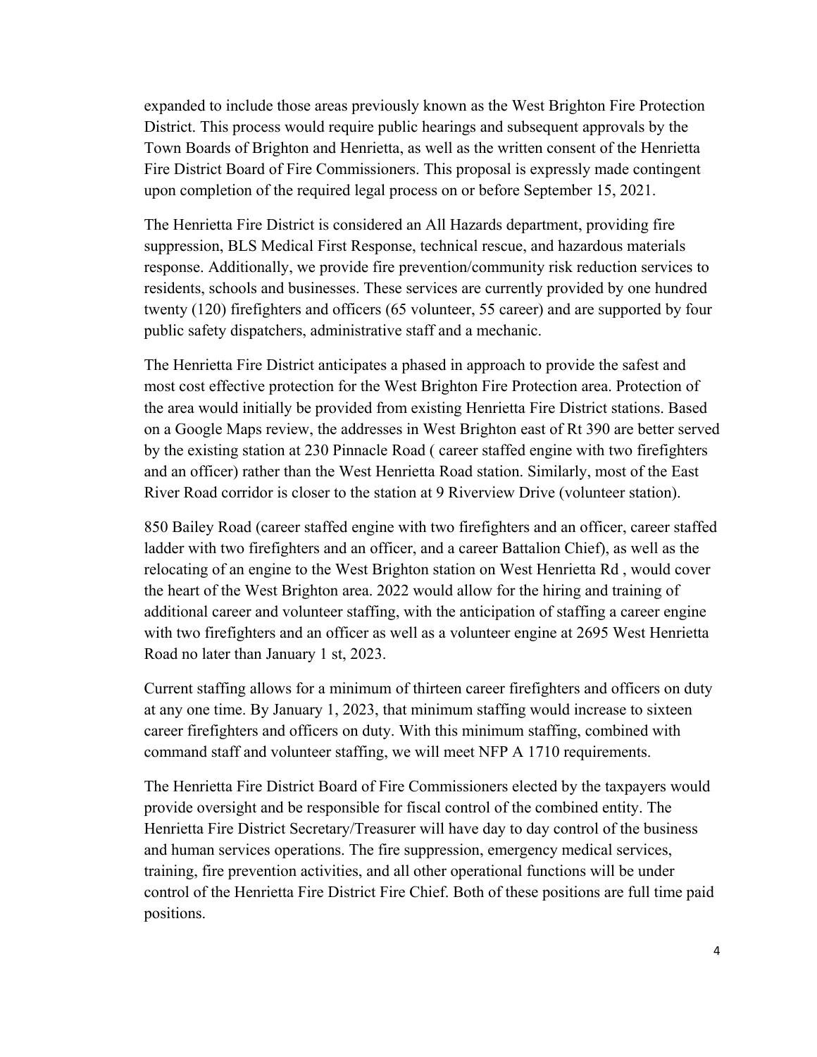expanded to include those areas previously known as the West Brighton Fire Protection District. This process would require public hearings and subsequent approvals by the Town Boards of Brighton and Henrietta, as well as the written consent of the Henrietta Fire District Board of Fire Commissioners. This proposal is expressly made contingent upon completion of the required legal process on or before September 15, 2021.

The Henrietta Fire District is considered an All Hazards department, providing fire suppression, BLS Medical First Response, technical rescue, and hazardous materials response. Additionally, we provide fire prevention/community risk reduction services to residents, schools and businesses. These services are currently provided by one hundred twenty (120) firefighters and officers (65 volunteer, 55 career) and are supported by four public safety dispatchers, administrative staff and a mechanic.

The Henrietta Fire District anticipates a phased in approach to provide the safest and most cost effective protection for the West Brighton Fire Protection area. Protection of the area would initially be provided from existing Henrietta Fire District stations. Based on a Google Maps review, the addresses in West Brighton east of Rt 390 are better served by the existing station at 230 Pinnacle Road ( career staffed engine with two firefighters and an officer) rather than the West Henrietta Road station. Similarly, most of the East River Road corridor is closer to the station at 9 Riverview Drive (volunteer station).

850 Bailey Road (career staffed engine with two firefighters and an officer, career staffed ladder with two firefighters and an officer, and a career Battalion Chief), as well as the relocating of an engine to the West Brighton station on West Henrietta Rd , would cover the heart of the West Brighton area. 2022 would allow for the hiring and training of additional career and volunteer staffing, with the anticipation of staffing a career engine with two firefighters and an officer as well as a volunteer engine at 2695 West Henrietta Road no later than January 1 st, 2023.

Current staffing allows for a minimum of thirteen career firefighters and officers on duty at any one time. By January 1, 2023, that minimum staffing would increase to sixteen career firefighters and officers on duty. With this minimum staffing, combined with command staff and volunteer staffing, we will meet NFP A 1710 requirements.

The Henrietta Fire District Board of Fire Commissioners elected by the taxpayers would provide oversight and be responsible for fiscal control of the combined entity. The Henrietta Fire District Secretary/Treasurer will have day to day control of the business and human services operations. The fire suppression, emergency medical services, training, fire prevention activities, and all other operational functions will be under control of the Henrietta Fire District Fire Chief. Both of these positions are full time paid positions.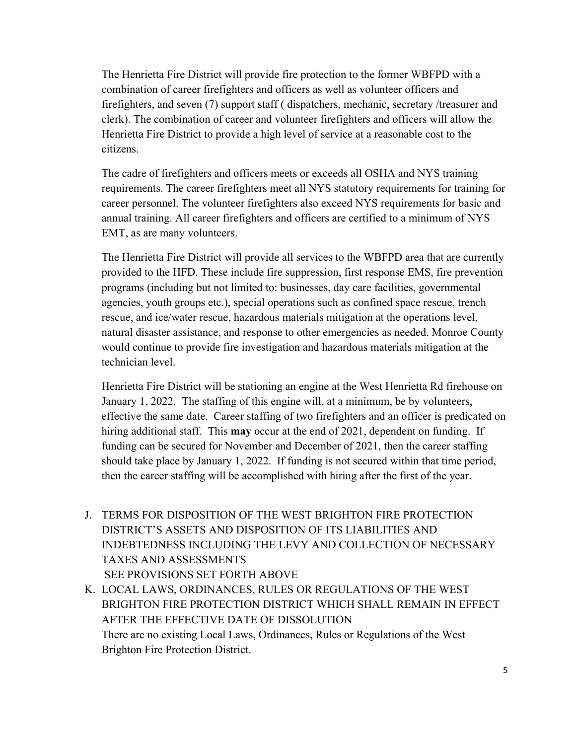The Henrietta Fire District will provide fire protection to the former WBFPD with a combination of career firefighters and officers as well as volunteer officers and firefighters, and seven (7) support staff ( dispatchers, mechanic, secretary /treasurer and clerk). The combination of career and volunteer firefighters and officers will allow the Henrietta Fire District to provide a high level of service at a reasonable cost to the citizens.

The cadre of firefighters and officers meets or exceeds all OSHA and NYS training requirements. The career firefighters meet all NYS statutory requirements for training for career personnel. The volunteer firefighters also exceed NYS requirements for basic and annual training. All career firefighters and officers are certified to a minimum of NYS EMT, as are many volunteers.

The Henrietta Fire District will provide all services to the WBFPD area that are currently provided to the HFD. These include fire suppression, first response EMS, fire prevention programs (including but not limited to: businesses, day care facilities, governmental agencies, youth groups etc.), special operations such as confined space rescue, trench rescue, and ice/water rescue, hazardous materials mitigation at the operations level, natural disaster assistance, and response to other emergencies as needed. Monroe County would continue to provide fire investigation and hazardous materials mitigation at the technician level.

Henrietta Fire District will be stationing an engine at the West Henrietta Rd firehouse on January 1, 2022. The staffing of this engine will, at a minimum, be by volunteers, effective the same date. Career staffing of two firefighters and an officer is predicated on hiring additional staff. This **may** occur at the end of 2021, dependent on funding. If funding can be secured for November and December of 2021, then the career staffing should take place by January 1, 2022. If funding is not secured within that time period, then the career staffing will be accomplished with hiring after the first of the year.

J. TERMS FOR DISPOSITION OF THE WEST BRIGHTON FIRE PROTECTION DISTRICT'S ASSETS AND DISPOSITION OF ITS LIABILITIES AND INDEBTEDNESS INCLUDING THE LEVY AND COLLECTION OF NECESSARY TAXES AND ASSESSMENTS
   SEE PROVISIONS SET FORTH ABOVE

K. LOCAL LAWS, ORDINANCES, RULES OR REGULATIONS OF THE WEST BRIGHTON FIRE PROTECTION DISTRICT WHICH SHALL REMAIN IN EFFECT AFTER THE EFFECTIVE DATE OF DISSOLUTION
   There are no existing Local Laws, Ordinances, Rules or Regulations of the West Brighton Fire Protection District.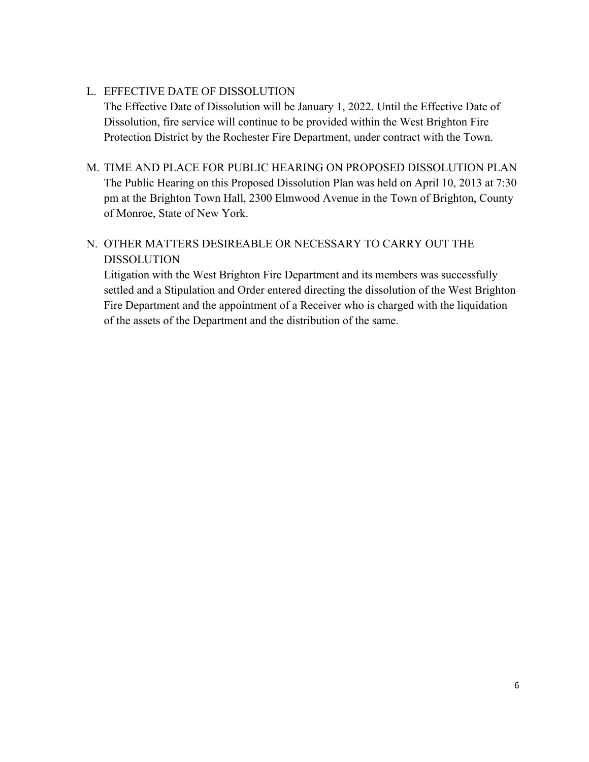L. EFFECTIVE DATE OF DISSOLUTION

The Effective Date of Dissolution will be January 1, 2022. Until the Effective Date of Dissolution, fire service will continue to be provided within the West Brighton Fire Protection District by the Rochester Fire Department, under contract with the Town.

M. TIME AND PLACE FOR PUBLIC HEARING ON PROPOSED DISSOLUTION PLAN

The Public Hearing on this Proposed Dissolution Plan was held on April 10, 2013 at 7:30 pm at the Brighton Town Hall, 2300 Elmwood Avenue in the Town of Brighton, County of Monroe, State of New York.

N. OTHER MATTERS DESIREABLE OR NECESSARY TO CARRY OUT THE DISSOLUTION

Litigation with the West Brighton Fire Department and its members was successfully settled and a Stipulation and Order entered directing the dissolution of the West Brighton Fire Department and the appointment of a Receiver who is charged with the liquidation of the assets of the Department and the distribution of the same.